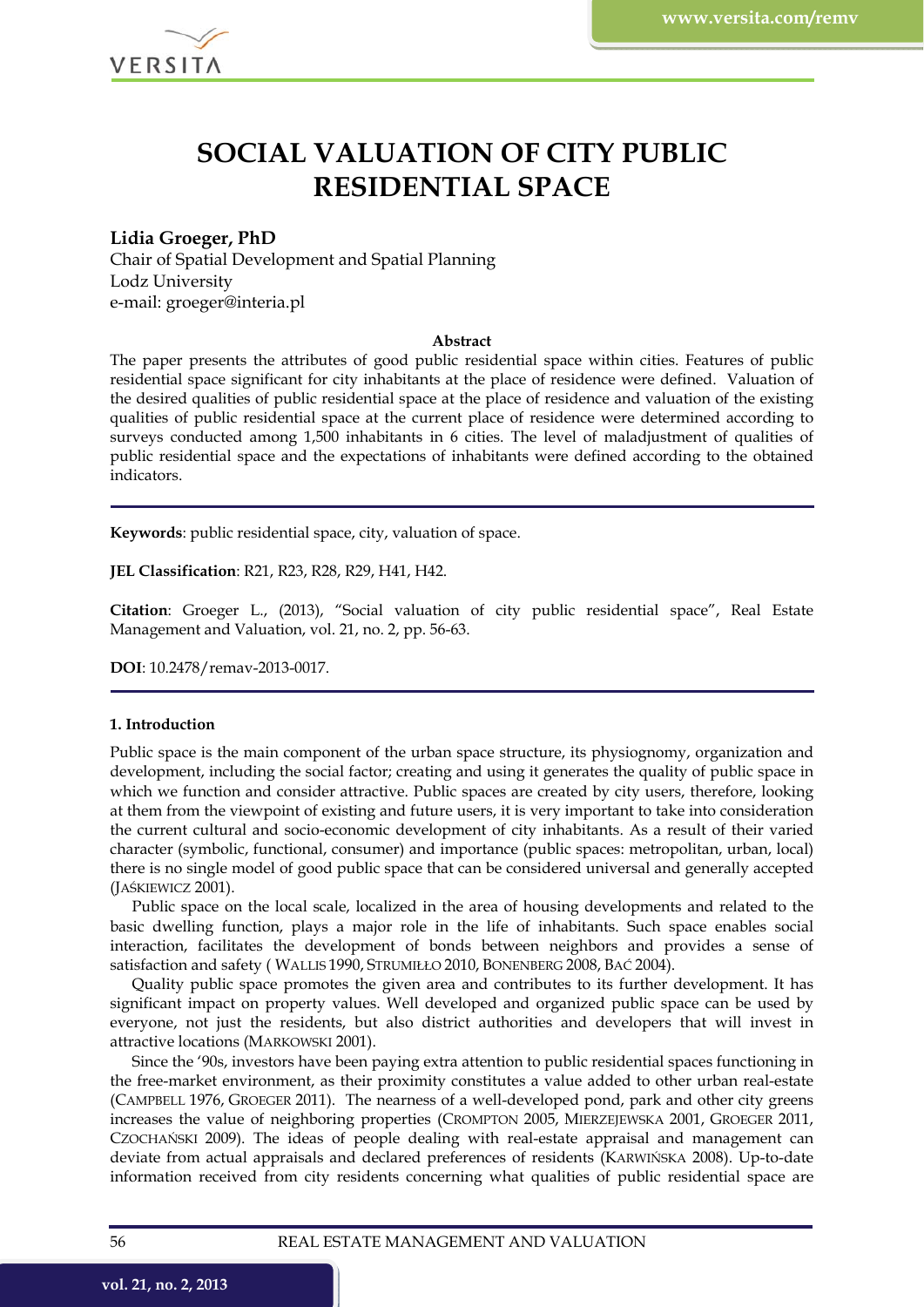# SOCIAL VALUATION OF CITY PUBLIC RESIDENTIAL SPACE

**Lidia Groeger, PhD**
Chair of Spatial Development and Spatial Planning
Lodz University
e-mail: groeger@interia.pl

**Abstract**

The paper presents the attributes of good public residential space within cities. Features of public residential space significant for city inhabitants at the place of residence were defined. Valuation of the desired qualities of public residential space at the place of residence and valuation of the existing qualities of public residential space at the current place of residence were determined according to surveys conducted among 1,500 inhabitants in 6 cities. The level of maladjustment of qualities of public residential space and the expectations of inhabitants were defined according to the obtained indicators.

**Keywords**: public residential space, city, valuation of space.

**JEL Classification**: R21, R23, R28, R29, H41, H42.

**Citation**: Groeger L., (2013), "Social valuation of city public residential space", Real Estate Management and Valuation, vol. 21, no. 2, pp. 56-63.

**DOI**: 10.2478/remav-2013-0017.

## 1. Introduction

Public space is the main component of the urban space structure, its physiognomy, organization and development, including the social factor; creating and using it generates the quality of public space in which we function and consider attractive. Public spaces are created by city users, therefore, looking at them from the viewpoint of existing and future users, it is very important to take into consideration the current cultural and socio-economic development of city inhabitants. As a result of their varied character (symbolic, functional, consumer) and importance (public spaces: metropolitan, urban, local) there is no single model of good public space that can be considered universal and generally accepted (JAŚKIEWICZ 2001).

Public space on the local scale, localized in the area of housing developments and related to the basic dwelling function, plays a major role in the life of inhabitants. Such space enables social interaction, facilitates the development of bonds between neighbors and provides a sense of satisfaction and safety ( WALLIS 1990, STRUMIŁŁO 2010, BONENBERG 2008, BAĆ 2004).

Quality public space promotes the given area and contributes to its further development. It has significant impact on property values. Well developed and organized public space can be used by everyone, not just the residents, but also district authorities and developers that will invest in attractive locations (MARKOWSKI 2001).

Since the '90s, investors have been paying extra attention to public residential spaces functioning in the free-market environment, as their proximity constitutes a value added to other urban real-estate (CAMPBELL 1976, GROEGER 2011). The nearness of a well-developed pond, park and other city greens increases the value of neighboring properties (CROMPTON 2005, MIERZEJEWSKA 2001, GROEGER 2011, CZOCHAŃSKI 2009). The ideas of people dealing with real-estate appraisal and management can deviate from actual appraisals and declared preferences of residents (KARWIŃSKA 2008). Up-to-date information received from city residents concerning what qualities of public residential space are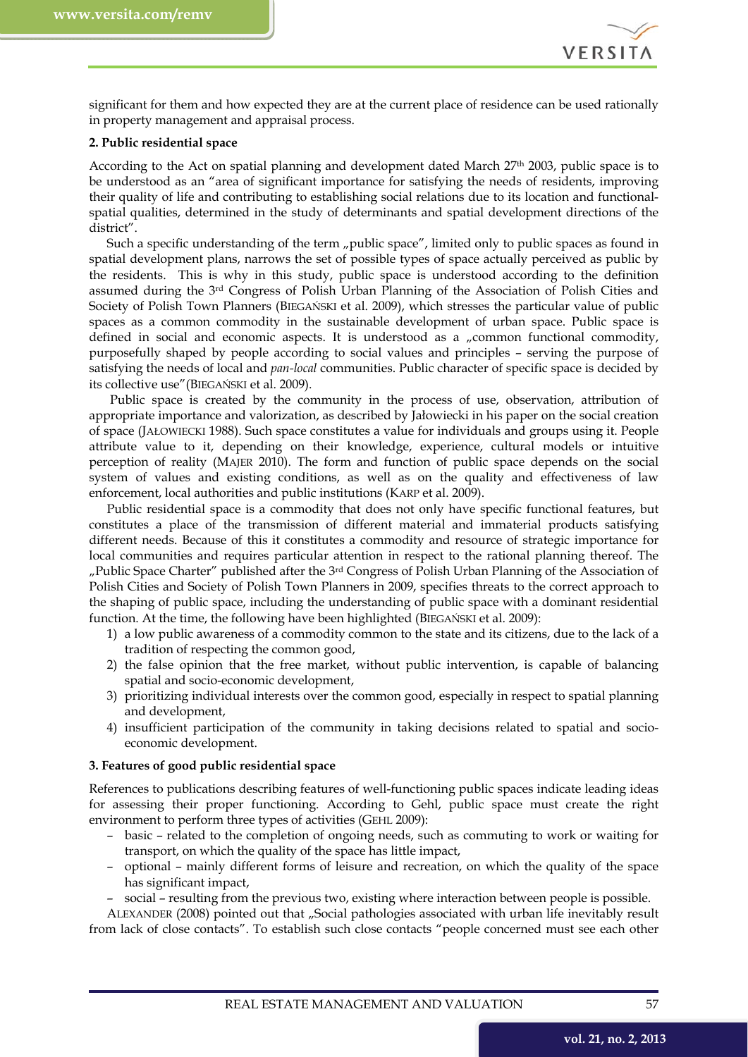significant for them and how expected they are at the current place of residence can be used rationally in property management and appraisal process.

**2. Public residential space**

According to the Act on spatial planning and development dated March 27th 2003, public space is to be understood as an "area of significant importance for satisfying the needs of residents, improving their quality of life and contributing to establishing social relations due to its location and functional-spatial qualities, determined in the study of determinants and spatial development directions of the district".

Such a specific understanding of the term „public space", limited only to public spaces as found in spatial development plans, narrows the set of possible types of space actually perceived as public by the residents. This is why in this study, public space is understood according to the definition assumed during the 3rd Congress of Polish Urban Planning of the Association of Polish Cities and Society of Polish Town Planners (BIEGAŃSKI et al. 2009), which stresses the particular value of public spaces as a common commodity in the sustainable development of urban space. Public space is defined in social and economic aspects. It is understood as a „common functional commodity, purposefully shaped by people according to social values and principles – serving the purpose of satisfying the needs of local and *pan-local* communities. Public character of specific space is decided by its collective use"(BIEGAŃSKI et al. 2009).

Public space is created by the community in the process of use, observation, attribution of appropriate importance and valorization, as described by Jałowiecki in his paper on the social creation of space (JAŁOWIECKI 1988). Such space constitutes a value for individuals and groups using it. People attribute value to it, depending on their knowledge, experience, cultural models or intuitive perception of reality (MAJER 2010). The form and function of public space depends on the social system of values and existing conditions, as well as on the quality and effectiveness of law enforcement, local authorities and public institutions (KARP et al. 2009).

Public residential space is a commodity that does not only have specific functional features, but constitutes a place of the transmission of different material and immaterial products satisfying different needs. Because of this it constitutes a commodity and resource of strategic importance for local communities and requires particular attention in respect to the rational planning thereof. The „Public Space Charter" published after the 3rd Congress of Polish Urban Planning of the Association of Polish Cities and Society of Polish Town Planners in 2009, specifies threats to the correct approach to the shaping of public space, including the understanding of public space with a dominant residential function. At the time, the following have been highlighted (BIEGAŃSKI et al. 2009):

1) a low public awareness of a commodity common to the state and its citizens, due to the lack of a tradition of respecting the common good,
2) the false opinion that the free market, without public intervention, is capable of balancing spatial and socio-economic development,
3) prioritizing individual interests over the common good, especially in respect to spatial planning and development,
4) insufficient participation of the community in taking decisions related to spatial and socio-economic development.

**3. Features of good public residential space**

References to publications describing features of well-functioning public spaces indicate leading ideas for assessing their proper functioning. According to Gehl, public space must create the right environment to perform three types of activities (GEHL 2009):

– basic – related to the completion of ongoing needs, such as commuting to work or waiting for transport, on which the quality of the space has little impact,
– optional – mainly different forms of leisure and recreation, on which the quality of the space has significant impact,
– social – resulting from the previous two, existing where interaction between people is possible.

ALEXANDER (2008) pointed out that „Social pathologies associated with urban life inevitably result from lack of close contacts". To establish such close contacts "people concerned must see each other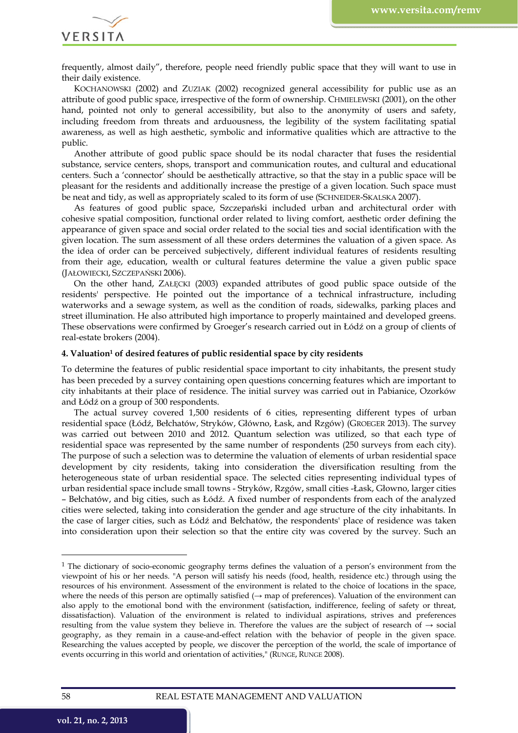frequently, almost daily", therefore, people need friendly public space that they will want to use in their daily existence.

KOCHANOWSKI (2002) and ZUZIAK (2002) recognized general accessibility for public use as an attribute of good public space, irrespective of the form of ownership. CHMIELEWSKI (2001), on the other hand, pointed not only to general accessibility, but also to the anonymity of users and safety, including freedom from threats and arduousness, the legibility of the system facilitating spatial awareness, as well as high aesthetic, symbolic and informative qualities which are attractive to the public.

Another attribute of good public space should be its nodal character that fuses the residential substance, service centers, shops, transport and communication routes, and cultural and educational centers. Such a 'connector' should be aesthetically attractive, so that the stay in a public space will be pleasant for the residents and additionally increase the prestige of a given location. Such space must be neat and tidy, as well as appropriately scaled to its form of use (SCHNEIDER-SKALSKA 2007).

As features of good public space, Szczepański included urban and architectural order with cohesive spatial composition, functional order related to living comfort, aesthetic order defining the appearance of given space and social order related to the social ties and social identification with the given location. The sum assessment of all these orders determines the valuation of a given space. As the idea of order can be perceived subjectively, different individual features of residents resulting from their age, education, wealth or cultural features determine the value a given public space (JAŁOWIECKI, SZCZEPAŃSKI 2006).

On the other hand, ZAŁĘCKI (2003) expanded attributes of good public space outside of the residents' perspective. He pointed out the importance of a technical infrastructure, including waterworks and a sewage system, as well as the condition of roads, sidewalks, parking places and street illumination. He also attributed high importance to properly maintained and developed greens. These observations were confirmed by Groeger's research carried out in Łódź on a group of clients of real-estate brokers (2004).

#### 4. Valuation[1] of desired features of public residential space by city residents

To determine the features of public residential space important to city inhabitants, the present study has been preceded by a survey containing open questions concerning features which are important to city inhabitants at their place of residence. The initial survey was carried out in Pabianice, Ozorków and Łódź on a group of 300 respondents.

The actual survey covered 1,500 residents of 6 cities, representing different types of urban residential space (Łódź, Bełchatów, Stryków, Głowno, Łask, and Rzgów) (GROEGER 2013). The survey was carried out between 2010 and 2012. Quantum selection was utilized, so that each type of residential space was represented by the same number of respondents (250 surveys from each city). The purpose of such a selection was to determine the valuation of elements of urban residential space development by city residents, taking into consideration the diversification resulting from the heterogeneous state of urban residential space. The selected cities representing individual types of urban residential space include small towns - Stryków, Rzgów, small cities -Łask, Głowno, larger cities – Bełchatów, and big cities, such as Łódź. A fixed number of respondents from each of the analyzed cities were selected, taking into consideration the gender and age structure of the city inhabitants. In the case of larger cities, such as Łódź and Bełchatów, the respondents' place of residence was taken into consideration upon their selection so that the entire city was covered by the survey. Such an

[1] The dictionary of socio-economic geography terms defines the valuation of a person's environment from the viewpoint of his or her needs. "A person will satisfy his needs (food, health, residence etc.) through using the resources of his environment. Assessment of the environment is related to the choice of locations in the space, where the needs of this person are optimally satisfied (→ map of preferences). Valuation of the environment can also apply to the emotional bond with the environment (satisfaction, indifference, feeling of safety or threat, dissatisfaction). Valuation of the environment is related to individual aspirations, strives and preferences resulting from the value system they believe in. Therefore the values are the subject of research of → social geography, as they remain in a cause-and-effect relation with the behavior of people in the given space. Researching the values accepted by people, we discover the perception of the world, the scale of importance of events occurring in this world and orientation of activities," (RUNGE, RUNGE 2008).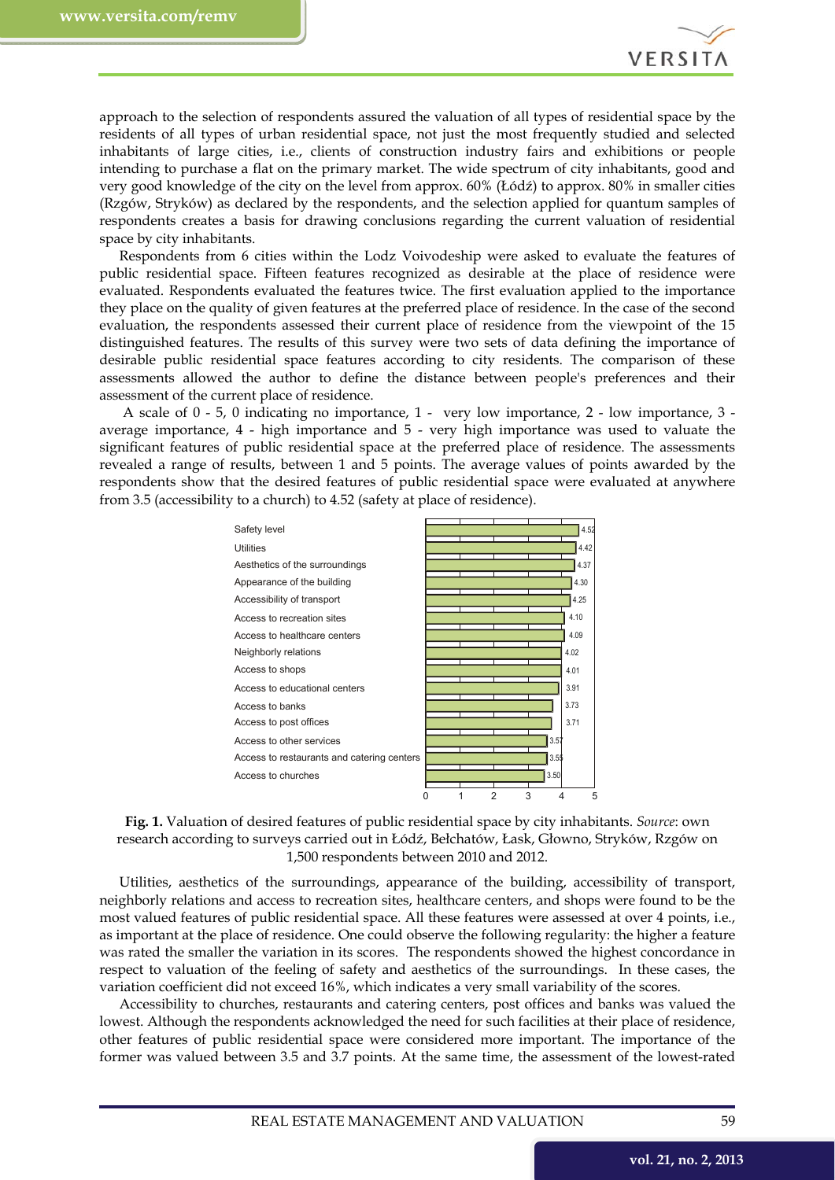approach to the selection of respondents assured the valuation of all types of residential space by the residents of all types of urban residential space, not just the most frequently studied and selected inhabitants of large cities, i.e., clients of construction industry fairs and exhibitions or people intending to purchase a flat on the primary market. The wide spectrum of city inhabitants, good and very good knowledge of the city on the level from approx. 60% (Łódź) to approx. 80% in smaller cities (Rzgów, Stryków) as declared by the respondents, and the selection applied for quantum samples of respondents creates a basis for drawing conclusions regarding the current valuation of residential space by city inhabitants.

Respondents from 6 cities within the Lodz Voivodeship were asked to evaluate the features of public residential space. Fifteen features recognized as desirable at the place of residence were evaluated. Respondents evaluated the features twice. The first evaluation applied to the importance they place on the quality of given features at the preferred place of residence. In the case of the second evaluation, the respondents assessed their current place of residence from the viewpoint of the 15 distinguished features. The results of this survey were two sets of data defining the importance of desirable public residential space features according to city residents. The comparison of these assessments allowed the author to define the distance between people's preferences and their assessment of the current place of residence.

A scale of 0 - 5, 0 indicating no importance, 1 - very low importance, 2 - low importance, 3 - average importance, 4 - high importance and 5 - very high importance was used to valuate the significant features of public residential space at the preferred place of residence. The assessments revealed a range of results, between 1 and 5 points. The average values of points awarded by the respondents show that the desired features of public residential space were evaluated at anywhere from 3.5 (accessibility to a church) to 4.52 (safety at place of residence).

| Feature | Value |
|---|---|
| Safety level | 4.52 |
| Utilities | 4.42 |
| Aesthetics of the surroundings | 4.37 |
| Appearance of the building | 4.30 |
| Accessibility of transport | 4.25 |
| Access to recreation sites | 4.10 |
| Access to healthcare centers | 4.09 |
| Neighborly relations | 4.02 |
| Access to shops | 4.01 |
| Access to educational centers | 3.91 |
| Access to banks | 3.73 |
| Access to post offices | 3.71 |
| Access to other services | 3.57 |
| Access to restaurants and catering centers | 3.55 |
| Access to churches | 3.50 |

**Fig. 1.** Valuation of desired features of public residential space by city inhabitants. *Source*: own research according to surveys carried out in Łódź, Bełchatów, Łask, Głowno, Stryków, Rzgów on 1,500 respondents between 2010 and 2012.

Utilities, aesthetics of the surroundings, appearance of the building, accessibility of transport, neighborly relations and access to recreation sites, healthcare centers, and shops were found to be the most valued features of public residential space. All these features were assessed at over 4 points, i.e., as important at the place of residence. One could observe the following regularity: the higher a feature was rated the smaller the variation in its scores. The respondents showed the highest concordance in respect to valuation of the feeling of safety and aesthetics of the surroundings. In these cases, the variation coefficient did not exceed 16%, which indicates a very small variability of the scores.

Accessibility to churches, restaurants and catering centers, post offices and banks was valued the lowest. Although the respondents acknowledged the need for such facilities at their place of residence, other features of public residential space were considered more important. The importance of the former was valued between 3.5 and 3.7 points. At the same time, the assessment of the lowest-rated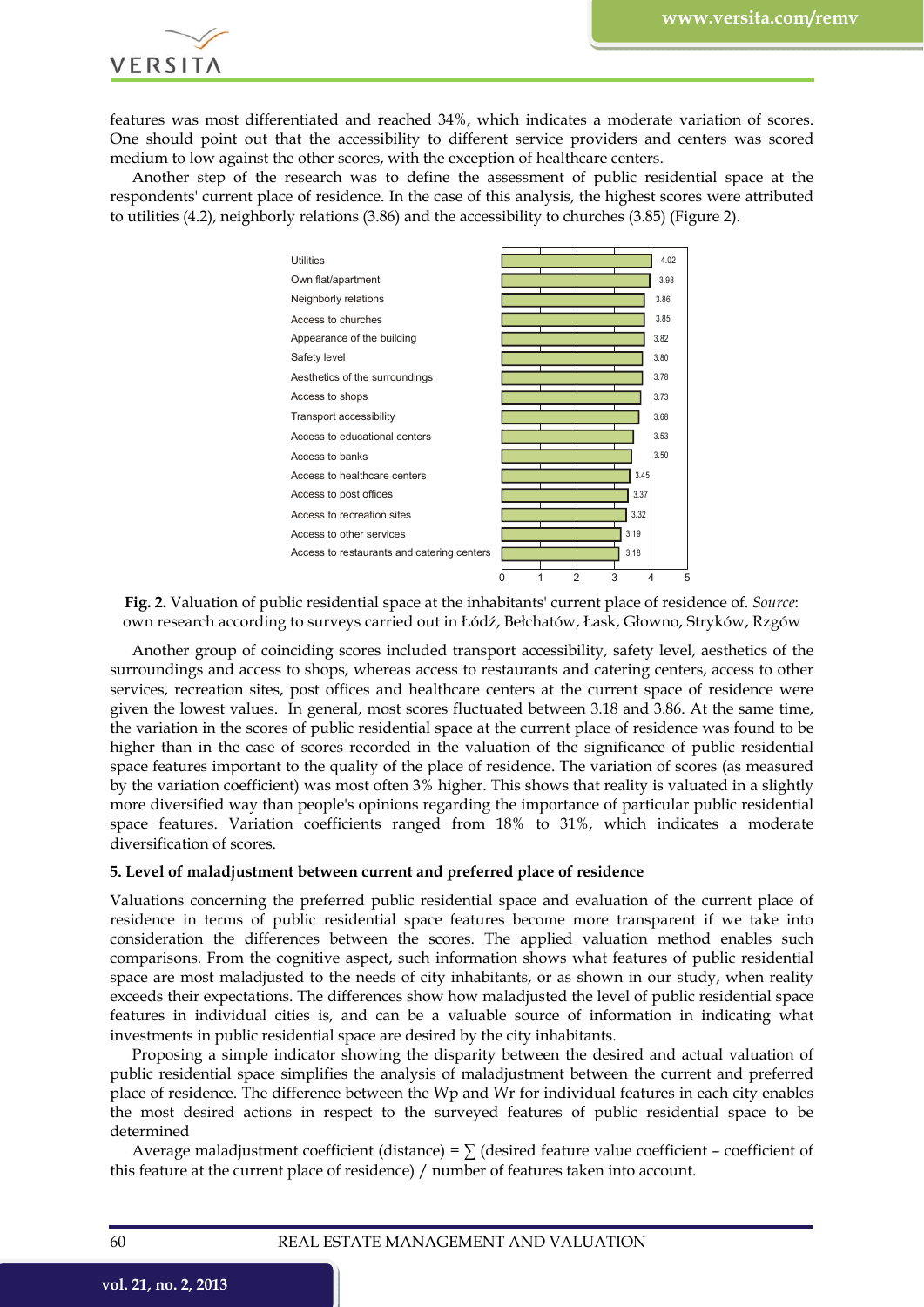features was most differentiated and reached 34%, which indicates a moderate variation of scores. One should point out that the accessibility to different service providers and centers was scored medium to low against the other scores, with the exception of healthcare centers.

Another step of the research was to define the assessment of public residential space at the respondents' current place of residence. In the case of this analysis, the highest scores were attributed to utilities (4.2), neighborly relations (3.86) and the accessibility to churches (3.85) (Figure 2).

| Feature | Value |
|---|---|
| Utilities | 4.02 |
| Own flat/apartment | 3.98 |
| Neighborly relations | 3.86 |
| Access to churches | 3.85 |
| Appearance of the building | 3.82 |
| Safety level | 3.80 |
| Aesthetics of the surroundings | 3.78 |
| Access to shops | 3.73 |
| Transport accessibility | 3.68 |
| Access to educational centers | 3.53 |
| Access to banks | 3.50 |
| Access to healthcare centers | 3.45 |
| Access to post offices | 3.37 |
| Access to recreation sites | 3.32 |
| Access to other services | 3.19 |
| Access to restaurants and catering centers | 3.18 |

**Fig. 2.** Valuation of public residential space at the inhabitants' current place of residence of. *Source*: own research according to surveys carried out in Łódź, Bełchatów, Łask, Głowno, Stryków, Rzgów

Another group of coinciding scores included transport accessibility, safety level, aesthetics of the surroundings and access to shops, whereas access to restaurants and catering centers, access to other services, recreation sites, post offices and healthcare centers at the current space of residence were given the lowest values. In general, most scores fluctuated between 3.18 and 3.86. At the same time, the variation in the scores of public residential space at the current place of residence was found to be higher than in the case of scores recorded in the valuation of the significance of public residential space features important to the quality of the place of residence. The variation of scores (as measured by the variation coefficient) was most often 3% higher. This shows that reality is valuated in a slightly more diversified way than people's opinions regarding the importance of particular public residential space features. Variation coefficients ranged from 18% to 31%, which indicates a moderate diversification of scores.

### 5. Level of maladjustment between current and preferred place of residence

Valuations concerning the preferred public residential space and evaluation of the current place of residence in terms of public residential space features become more transparent if we take into consideration the differences between the scores. The applied valuation method enables such comparisons. From the cognitive aspect, such information shows what features of public residential space are most maladjusted to the needs of city inhabitants, or as shown in our study, when reality exceeds their expectations. The differences show how maladjusted the level of public residential space features in individual cities is, and can be a valuable source of information in indicating what investments in public residential space are desired by the city inhabitants.

Proposing a simple indicator showing the disparity between the desired and actual valuation of public residential space simplifies the analysis of maladjustment between the current and preferred place of residence. The difference between the Wp and Wr for individual features in each city enables the most desired actions in respect to the surveyed features of public residential space to be determined

Average maladjustment coefficient (distance) = ∑ (desired feature value coefficient – coefficient of this feature at the current place of residence) / number of features taken into account.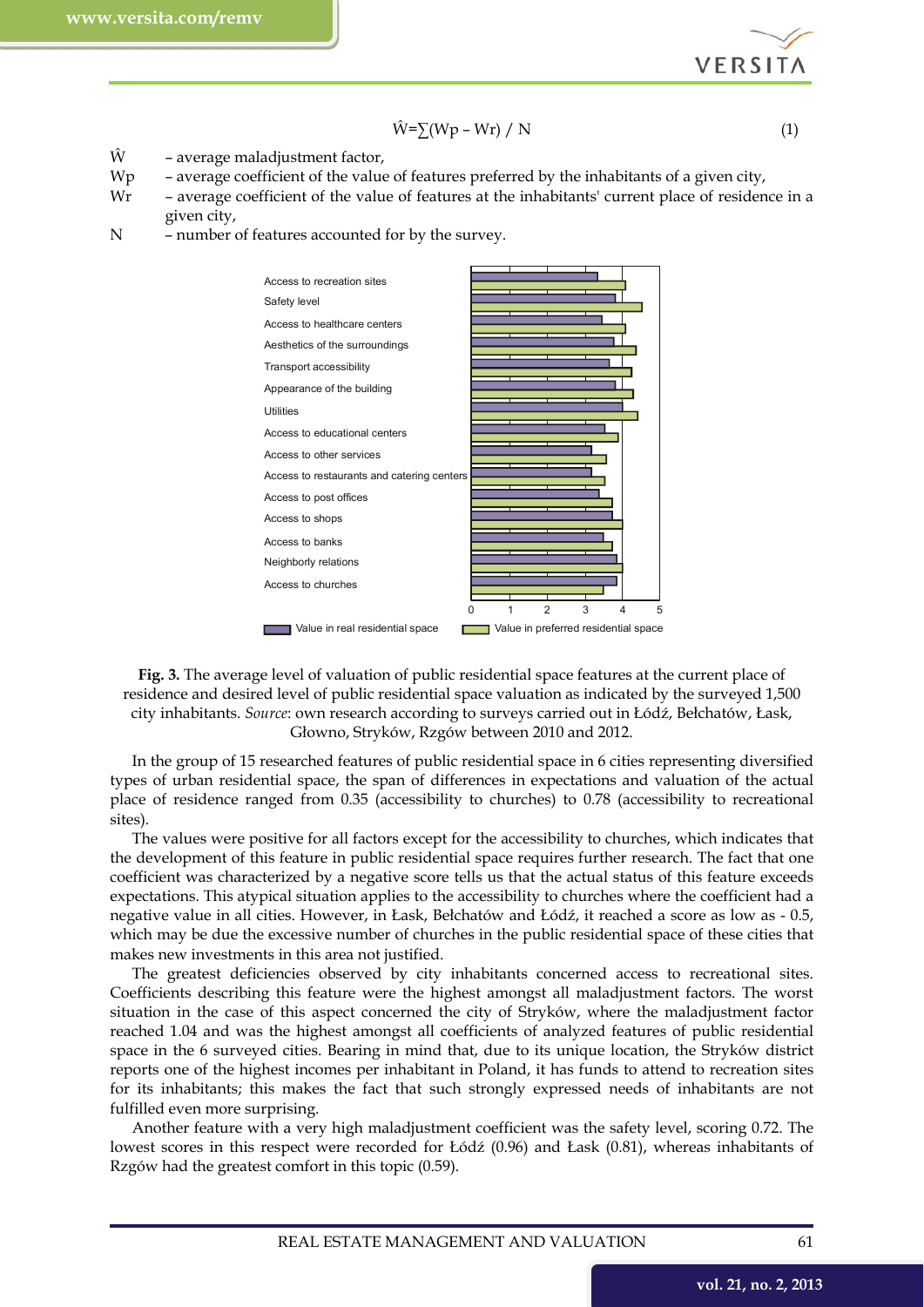$$\hat{W} = \sum(Wp - Wr) / N \tag{1}$$

$\hat{W}$ – average maladjustment factor,

$Wp$ – average coefficient of the value of features preferred by the inhabitants of a given city,

$Wr$ – average coefficient of the value of features at the inhabitants' current place of residence in a given city,

$N$ – number of features accounted for by the survey.

**Fig. 3.** The average level of valuation of public residential space features at the current place of residence and desired level of public residential space valuation as indicated by the surveyed 1,500 city inhabitants. *Source*: own research according to surveys carried out in Łódź, Bełchatów, Łask, Głowno, Stryków, Rzgów between 2010 and 2012.

In the group of 15 researched features of public residential space in 6 cities representing diversified types of urban residential space, the span of differences in expectations and valuation of the actual place of residence ranged from 0.35 (accessibility to churches) to 0.78 (accessibility to recreational sites).

The values were positive for all factors except for the accessibility to churches, which indicates that the development of this feature in public residential space requires further research. The fact that one coefficient was characterized by a negative score tells us that the actual status of this feature exceeds expectations. This atypical situation applies to the accessibility to churches where the coefficient had a negative value in all cities. However, in Łask, Bełchatów and Łódź, it reached a score as low as - 0.5, which may be due the excessive number of churches in the public residential space of these cities that makes new investments in this area not justified.

The greatest deficiencies observed by city inhabitants concerned access to recreational sites. Coefficients describing this feature were the highest amongst all maladjustment factors. The worst situation in the case of this aspect concerned the city of Stryków, where the maladjustment factor reached 1.04 and was the highest amongst all coefficients of analyzed features of public residential space in the 6 surveyed cities. Bearing in mind that, due to its unique location, the Stryków district reports one of the highest incomes per inhabitant in Poland, it has funds to attend to recreation sites for its inhabitants; this makes the fact that such strongly expressed needs of inhabitants are not fulfilled even more surprising.

Another feature with a very high maladjustment coefficient was the safety level, scoring 0.72. The lowest scores in this respect were recorded for Łódź (0.96) and Łask (0.81), whereas inhabitants of Rzgów had the greatest comfort in this topic (0.59).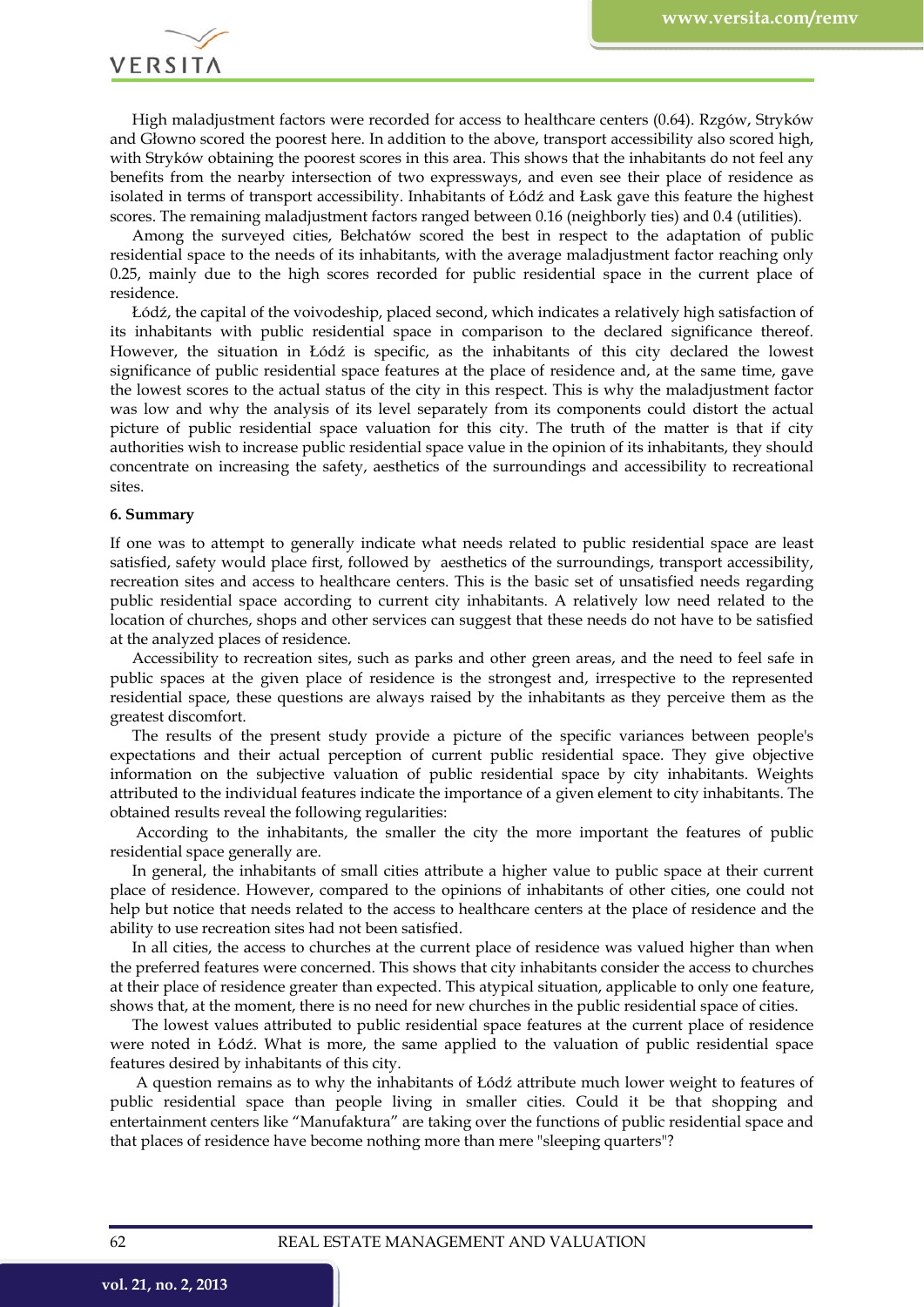High maladjustment factors were recorded for access to healthcare centers (0.64). Rzgów, Stryków and Głowno scored the poorest here. In addition to the above, transport accessibility also scored high, with Stryków obtaining the poorest scores in this area. This shows that the inhabitants do not feel any benefits from the nearby intersection of two expressways, and even see their place of residence as isolated in terms of transport accessibility. Inhabitants of Łódź and Łask gave this feature the highest scores. The remaining maladjustment factors ranged between 0.16 (neighborly ties) and 0.4 (utilities).

Among the surveyed cities, Bełchatów scored the best in respect to the adaptation of public residential space to the needs of its inhabitants, with the average maladjustment factor reaching only 0.25, mainly due to the high scores recorded for public residential space in the current place of residence.

Łódź, the capital of the voivodeship, placed second, which indicates a relatively high satisfaction of its inhabitants with public residential space in comparison to the declared significance thereof. However, the situation in Łódź is specific, as the inhabitants of this city declared the lowest significance of public residential space features at the place of residence and, at the same time, gave the lowest scores to the actual status of the city in this respect. This is why the maladjustment factor was low and why the analysis of its level separately from its components could distort the actual picture of public residential space valuation for this city. The truth of the matter is that if city authorities wish to increase public residential space value in the opinion of its inhabitants, they should concentrate on increasing the safety, aesthetics of the surroundings and accessibility to recreational sites.

### 6. Summary

If one was to attempt to generally indicate what needs related to public residential space are least satisfied, safety would place first, followed by aesthetics of the surroundings, transport accessibility, recreation sites and access to healthcare centers. This is the basic set of unsatisfied needs regarding public residential space according to current city inhabitants. A relatively low need related to the location of churches, shops and other services can suggest that these needs do not have to be satisfied at the analyzed places of residence.

Accessibility to recreation sites, such as parks and other green areas, and the need to feel safe in public spaces at the given place of residence is the strongest and, irrespective to the represented residential space, these questions are always raised by the inhabitants as they perceive them as the greatest discomfort.

The results of the present study provide a picture of the specific variances between people's expectations and their actual perception of current public residential space. They give objective information on the subjective valuation of public residential space by city inhabitants. Weights attributed to the individual features indicate the importance of a given element to city inhabitants. The obtained results reveal the following regularities:

According to the inhabitants, the smaller the city the more important the features of public residential space generally are.

In general, the inhabitants of small cities attribute a higher value to public space at their current place of residence. However, compared to the opinions of inhabitants of other cities, one could not help but notice that needs related to the access to healthcare centers at the place of residence and the ability to use recreation sites had not been satisfied.

In all cities, the access to churches at the current place of residence was valued higher than when the preferred features were concerned. This shows that city inhabitants consider the access to churches at their place of residence greater than expected. This atypical situation, applicable to only one feature, shows that, at the moment, there is no need for new churches in the public residential space of cities.

The lowest values attributed to public residential space features at the current place of residence were noted in Łódź. What is more, the same applied to the valuation of public residential space features desired by inhabitants of this city.

A question remains as to why the inhabitants of Łódź attribute much lower weight to features of public residential space than people living in smaller cities. Could it be that shopping and entertainment centers like "Manufaktura" are taking over the functions of public residential space and that places of residence have become nothing more than mere "sleeping quarters"?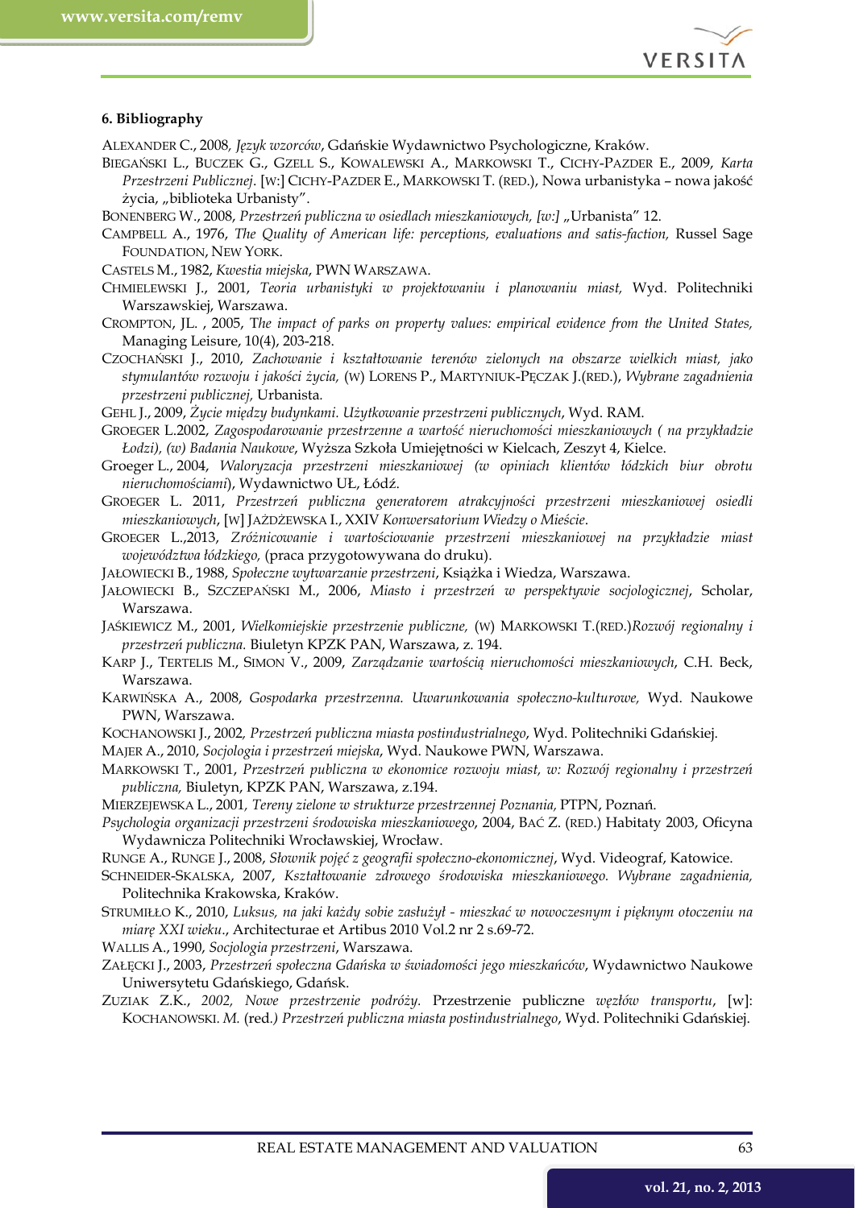#### 6. Bibliography

ALEXANDER C., 2008*, Język wzorców*, Gdańskie Wydawnictwo Psychologiczne, Kraków.

BIEGAŃSKI L., BUCZEK G., GZELL S., KOWALEWSKI A., MARKOWSKI T., CICHY-PAZDER E., 2009, *Karta Przestrzeni Publicznej*. [W:] CICHY-PAZDER E., MARKOWSKI T. (RED.), Nowa urbanistyka – nowa jakość życia, „biblioteka Urbanisty".

BONENBERG W., 2008, *Przestrzeń publiczna w osiedlach mieszkaniowych, [w:]* „Urbanista" 12.

CAMPBELL A., 1976, *The Quality of American life: perceptions, evaluations and satis-faction,* Russel Sage FOUNDATION, NEW YORK.

CASTELS M., 1982, *Kwestia miejska*, PWN WARSZAWA.

CHMIELEWSKI J., 2001, *Teoria urbanistyki w projektowaniu i planowaniu miast,* Wyd. Politechniki Warszawskiej, Warszawa.

CROMPTON, JL. , 2005, T*he impact of parks on property values: empirical evidence from the United States,* Managing Leisure, 10(4), 203-218.

CZOCHAŃSKI J., 2010, *Zachowanie i kształtowanie terenów zielonych na obszarze wielkich miast, jako stymulantów rozwoju i jakości życia,* (W) LORENS P., MARTYNIUK-PĘCZAK J.(RED.), *Wybrane zagadnienia przestrzeni publicznej,* Urbanista*.*

GEHL J., 2009, *Życie między budynkami. Użytkowanie przestrzeni publicznych*, Wyd. RAM.

GROEGER L.2002, *Zagospodarowanie przestrzenne a wartość nieruchomości mieszkaniowych ( na przykładzie Łodzi), (w) Badania Naukowe*, Wyższa Szkoła Umiejętności w Kielcach, Zeszyt 4, Kielce.

Groeger L., 2004, *Waloryzacja przestrzeni mieszkaniowej (w opiniach klientów łódzkich biur obrotu nieruchomościami*), Wydawnictwo UŁ, Łódź.

GROEGER L. 2011, *Przestrzeń publiczna generatorem atrakcyjności przestrzeni mieszkaniowej osiedli mieszkaniowych*, [W] JAŻDŻEWSKA I., XXIV *Konwersatorium Wiedzy o Mieście*.

GROEGER L.,2013, *Zróżnicowanie i wartościowanie przestrzeni mieszkaniowej na przykładzie miast województwa łódzkiego,* (praca przygotowywana do druku).

JAŁOWIECKI B., 1988, *Społeczne wytwarzanie przestrzeni*, Książka i Wiedza, Warszawa.

JAŁOWIECKI B., SZCZEPAŃSKI M., 2006, *Miasto i przestrzeń w perspektywie socjologicznej*, Scholar, Warszawa.

JAŚKIEWICZ M., 2001, *Wielkomiejskie przestrzenie publiczne,* (W) MARKOWSKI T.(RED.)*Rozwój regionalny i przestrzeń publiczna.* Biuletyn KPZK PAN, Warszawa, z. 194.

KARP J., TERTELIS M., SIMON V., 2009, *Zarządzanie wartością nieruchomości mieszkaniowych*, C.H. Beck, Warszawa.

KARWIŃSKA A., 2008, *Gospodarka przestrzenna. Uwarunkowania społeczno-kulturowe,* Wyd. Naukowe PWN, Warszawa.

KOCHANOWSKI J., 2002*, Przestrzeń publiczna miasta postindustrialnego*, Wyd. Politechniki Gdańskiej.

MAJER A., 2010, *Socjologia i przestrzeń miejska*, Wyd. Naukowe PWN, Warszawa.

MARKOWSKI T., 2001, *Przestrzeń publiczna w ekonomice rozwoju miast, w: Rozwój regionalny i przestrzeń publiczna,* Biuletyn, KPZK PAN, Warszawa, z.194.

MIERZEJEWSKA L., 2001, *Tereny zielone w strukturze przestrzennej Poznania,* PTPN, Poznań.

*Psychologia organizacji przestrzeni środowiska mieszkaniowego*, 2004, BAĆ Z. (RED.) Habitaty 2003, Oficyna Wydawnicza Politechniki Wrocławskiej, Wrocław.

RUNGE A., RUNGE J., 2008, *Słownik pojęć z geografii społeczno-ekonomicznej*, Wyd. Videograf, Katowice.

SCHNEIDER-SKALSKA, 2007, *Kształtowanie zdrowego środowiska mieszkaniowego. Wybrane zagadnienia,* Politechnika Krakowska, Kraków.

STRUMIŁŁO K., 2010, *Luksus, na jaki każdy sobie zasłużył - mieszkać w nowoczesnym i pięknym otoczeniu na miarę XXI wieku.*, Architecturae et Artibus 2010 Vol.2 nr 2 s.69-72.

WALLIS A., 1990, *Socjologia przestrzeni*, Warszawa.

ZAŁĘCKI J., 2003, *Przestrzeń społeczna Gdańska w świadomości jego mieszkańców*, Wydawnictwo Naukowe Uniwersytetu Gdańskiego, Gdańsk.

ZUZIAK Z.K., *2002, Nowe przestrzenie podróży.* Przestrzenie publiczne *węzłów transportu*, [w]: KOCHANOWSKI. *M.* (red*.) Przestrzeń publiczna miasta postindustrialnego*, Wyd. Politechniki Gdańskiej.